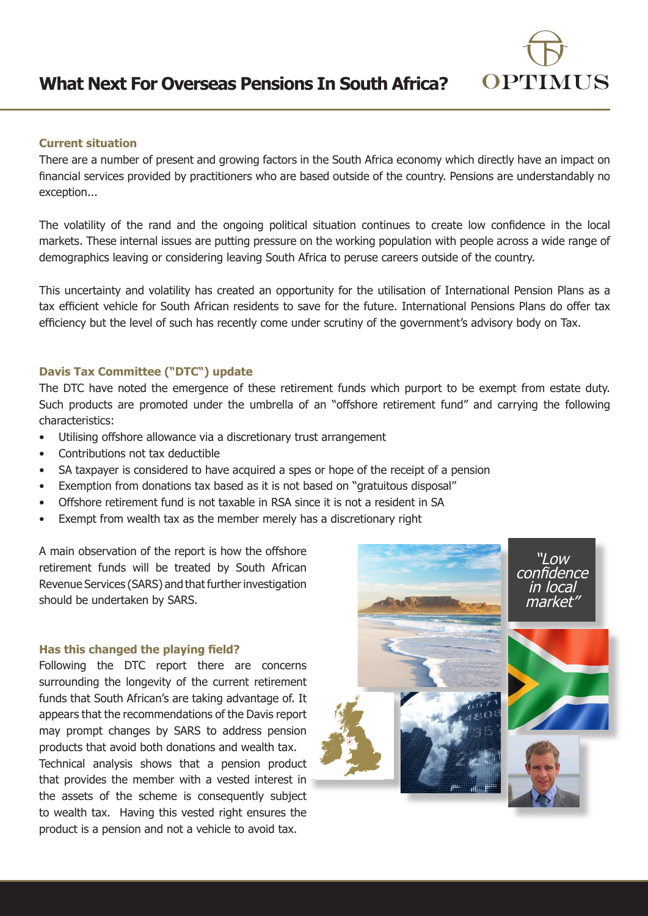# What Next For Overseas Pensions In South Africa?

OPTIMUS

**Current situation**

There are a number of present and growing factors in the South Africa economy which directly have an impact on financial services provided by practitioners who are based outside of the country. Pensions are understandably no exception...

The volatility of the rand and the ongoing political situation continues to create low confidence in the local markets. These internal issues are putting pressure on the working population with people across a wide range of demographics leaving or considering leaving South Africa to peruse careers outside of the country.

This uncertainty and volatility has created an opportunity for the utilisation of International Pension Plans as a tax efficient vehicle for South African residents to save for the future. International Pensions Plans do offer tax efficiency but the level of such has recently come under scrutiny of the government's advisory body on Tax.

**Davis Tax Committee ("DTC") update**

The DTC have noted the emergence of these retirement funds which purport to be exempt from estate duty. Such products are promoted under the umbrella of an "offshore retirement fund" and carrying the following characteristics:

- Utilising offshore allowance via a discretionary trust arrangement
- Contributions not tax deductible
- SA taxpayer is considered to have acquired a spes or hope of the receipt of a pension
- Exemption from donations tax based as it is not based on "gratuitous disposal"
- Offshore retirement fund is not taxable in RSA since it is not a resident in SA
- Exempt from wealth tax as the member merely has a discretionary right

A main observation of the report is how the offshore retirement funds will be treated by South African Revenue Services (SARS) and that further investigation should be undertaken by SARS.

*"Low confidence in local market"*

**Has this changed the playing field?**

Following the DTC report there are concerns surrounding the longevity of the current retirement funds that South African's are taking advantage of. It appears that the recommendations of the Davis report may prompt changes by SARS to address pension products that avoid both donations and wealth tax.

Technical analysis shows that a pension product that provides the member with a vested interest in the assets of the scheme is consequently subject to wealth tax. Having this vested right ensures the product is a pension and not a vehicle to avoid tax.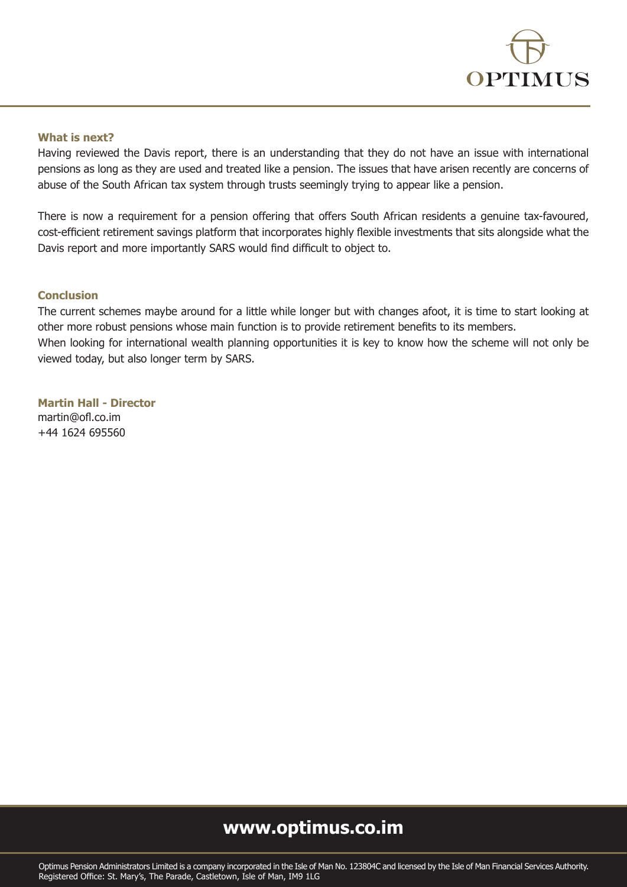### What is next?

Having reviewed the Davis report, there is an understanding that they do not have an issue with international pensions as long as they are used and treated like a pension. The issues that have arisen recently are concerns of abuse of the South African tax system through trusts seemingly trying to appear like a pension.

There is now a requirement for a pension offering that offers South African residents a genuine tax-favoured, cost-efficient retirement savings platform that incorporates highly flexible investments that sits alongside what the Davis report and more importantly SARS would find difficult to object to.

### Conclusion

The current schemes maybe around for a little while longer but with changes afoot, it is time to start looking at other more robust pensions whose main function is to provide retirement benefits to its members.
When looking for international wealth planning opportunities it is key to know how the scheme will not only be viewed today, but also longer term by SARS.

**Martin Hall - Director**
martin@ofl.co.im
+44 1624 695560

**www.optimus.co.im**

Optimus Pension Administrators Limited is a company incorporated in the Isle of Man No. 123804C and licensed by the Isle of Man Financial Services Authority.
Registered Office: St. Mary's, The Parade, Castletown, Isle of Man, IM9 1LG